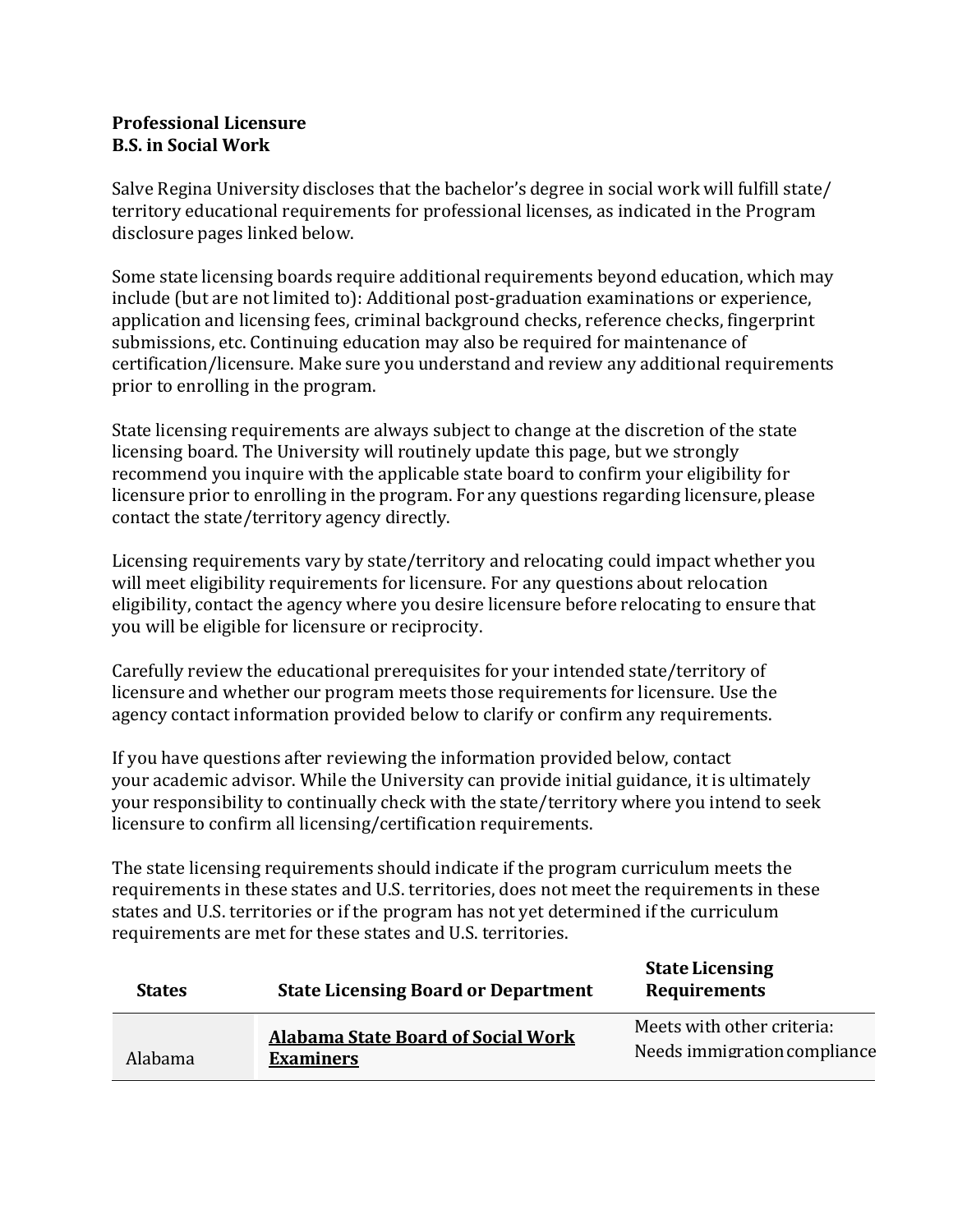**Professional Licensure**
**B.S. in Social Work**

Salve Regina University discloses that the bachelor's degree in social work will fulfill state/territory educational requirements for professional licenses, as indicated in the Program disclosure pages linked below.

Some state licensing boards require additional requirements beyond education, which may include (but are not limited to): Additional post-graduation examinations or experience, application and licensing fees, criminal background checks, reference checks, fingerprint submissions, etc. Continuing education may also be required for maintenance of certification/licensure. Make sure you understand and review any additional requirements prior to enrolling in the program.

State licensing requirements are always subject to change at the discretion of the state licensing board. The University will routinely update this page, but we strongly recommend you inquire with the applicable state board to confirm your eligibility for licensure prior to enrolling in the program. For any questions regarding licensure, please contact the state/territory agency directly.

Licensing requirements vary by state/territory and relocating could impact whether you will meet eligibility requirements for licensure. For any questions about relocation eligibility, contact the agency where you desire licensure before relocating to ensure that you will be eligible for licensure or reciprocity.

Carefully review the educational prerequisites for your intended state/territory of licensure and whether our program meets those requirements for licensure. Use the agency contact information provided below to clarify or confirm any requirements.

If you have questions after reviewing the information provided below, contact your academic advisor. While the University can provide initial guidance, it is ultimately your responsibility to continually check with the state/territory where you intend to seek licensure to confirm all licensing/certification requirements.

The state licensing requirements should indicate if the program curriculum meets the requirements in these states and U.S. territories, does not meet the requirements in these states and U.S. territories or if the program has not yet determined if the curriculum requirements are met for these states and U.S. territories.

| States | State Licensing Board or Department | State Licensing Requirements |
|---|---|---|
| Alabama | **Alabama State Board of Social Work Examiners** | Meets with other criteria: Needs immigration compliance |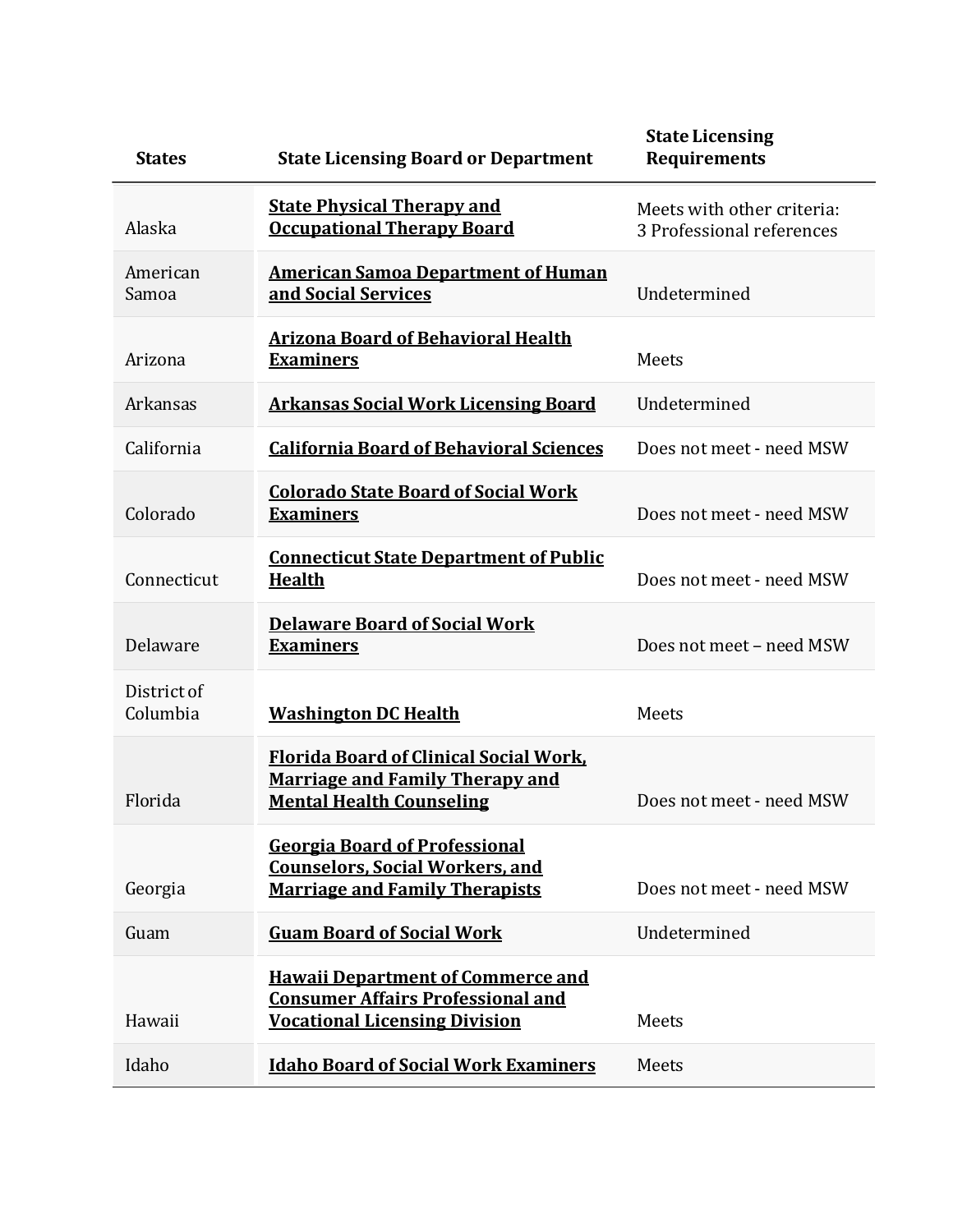| States | State Licensing Board or Department | State Licensing Requirements |
| --- | --- | --- |
| Alaska | **State Physical Therapy and Occupational Therapy Board** | Meets with other criteria: 3 Professional references |
| American Samoa | **American Samoa Department of Human and Social Services** | Undetermined |
| Arizona | **Arizona Board of Behavioral Health Examiners** | Meets |
| Arkansas | **Arkansas Social Work Licensing Board** | Undetermined |
| California | **California Board of Behavioral Sciences** | Does not meet - need MSW |
| Colorado | **Colorado State Board of Social Work Examiners** | Does not meet - need MSW |
| Connecticut | **Connecticut State Department of Public Health** | Does not meet - need MSW |
| Delaware | **Delaware Board of Social Work Examiners** | Does not meet – need MSW |
| District of Columbia | **Washington DC Health** | Meets |
| Florida | **Florida Board of Clinical Social Work, Marriage and Family Therapy and Mental Health Counseling** | Does not meet - need MSW |
| Georgia | **Georgia Board of Professional Counselors, Social Workers, and Marriage and Family Therapists** | Does not meet - need MSW |
| Guam | **Guam Board of Social Work** | Undetermined |
| Hawaii | **Hawaii Department of Commerce and Consumer Affairs Professional and Vocational Licensing Division** | Meets |
| Idaho | **Idaho Board of Social Work Examiners** | Meets |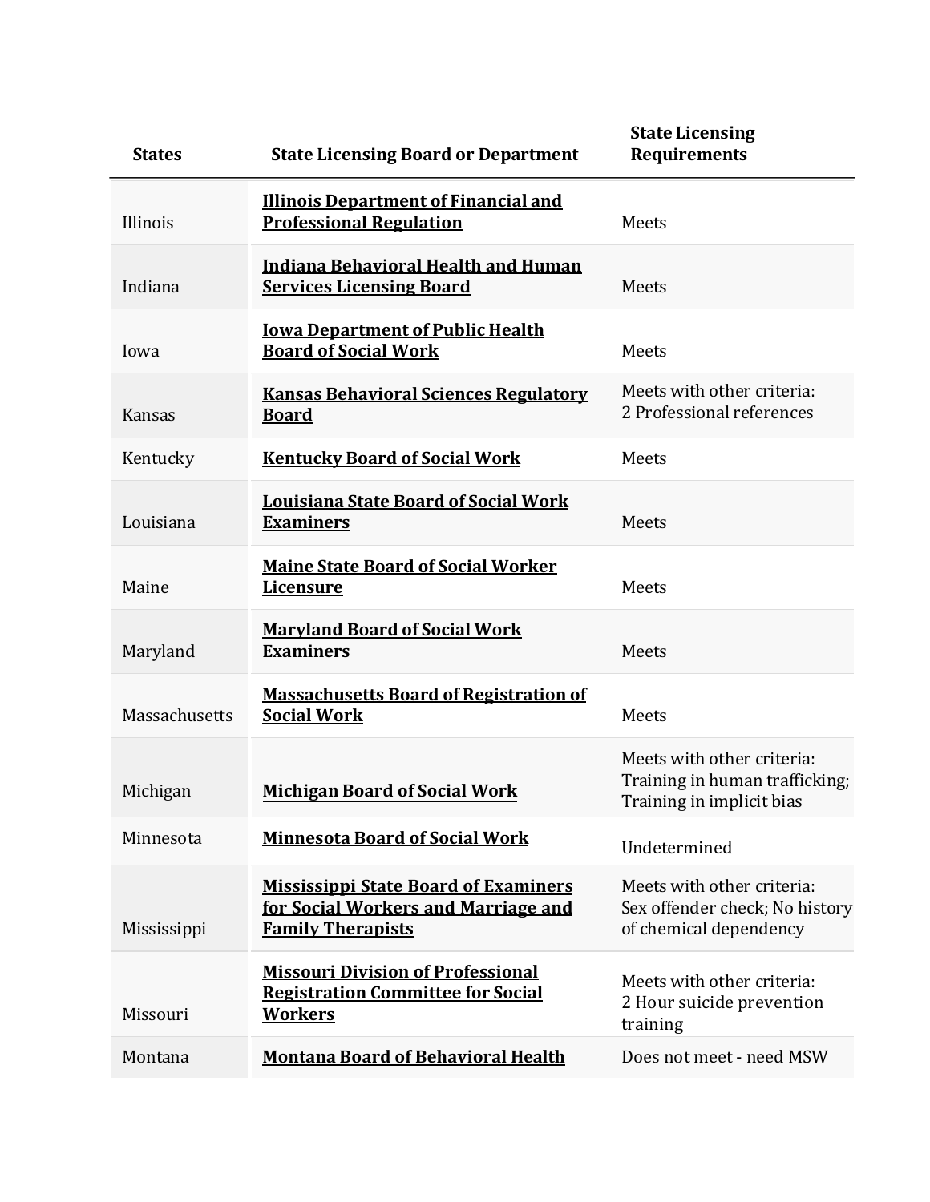| States | State Licensing Board or Department | State Licensing Requirements |
| --- | --- | --- |
| Illinois | **Illinois Department of Financial and Professional Regulation** | Meets |
| Indiana | **Indiana Behavioral Health and Human Services Licensing Board** | Meets |
| Iowa | **Iowa Department of Public Health Board of Social Work** | Meets |
| Kansas | **Kansas Behavioral Sciences Regulatory Board** | Meets with other criteria: 2 Professional references |
| Kentucky | **Kentucky Board of Social Work** | Meets |
| Louisiana | **Louisiana State Board of Social Work Examiners** | Meets |
| Maine | **Maine State Board of Social Worker Licensure** | Meets |
| Maryland | **Maryland Board of Social Work Examiners** | Meets |
| Massachusetts | **Massachusetts Board of Registration of Social Work** | Meets |
| Michigan | **Michigan Board of Social Work** | Meets with other criteria: Training in human trafficking; Training in implicit bias |
| Minnesota | **Minnesota Board of Social Work** | Undetermined |
| Mississippi | **Mississippi State Board of Examiners for Social Workers and Marriage and Family Therapists** | Meets with other criteria: Sex offender check; No history of chemical dependency |
| Missouri | **Missouri Division of Professional Registration Committee for Social Workers** | Meets with other criteria: 2 Hour suicide prevention training |
| Montana | **Montana Board of Behavioral Health** | Does not meet - need MSW |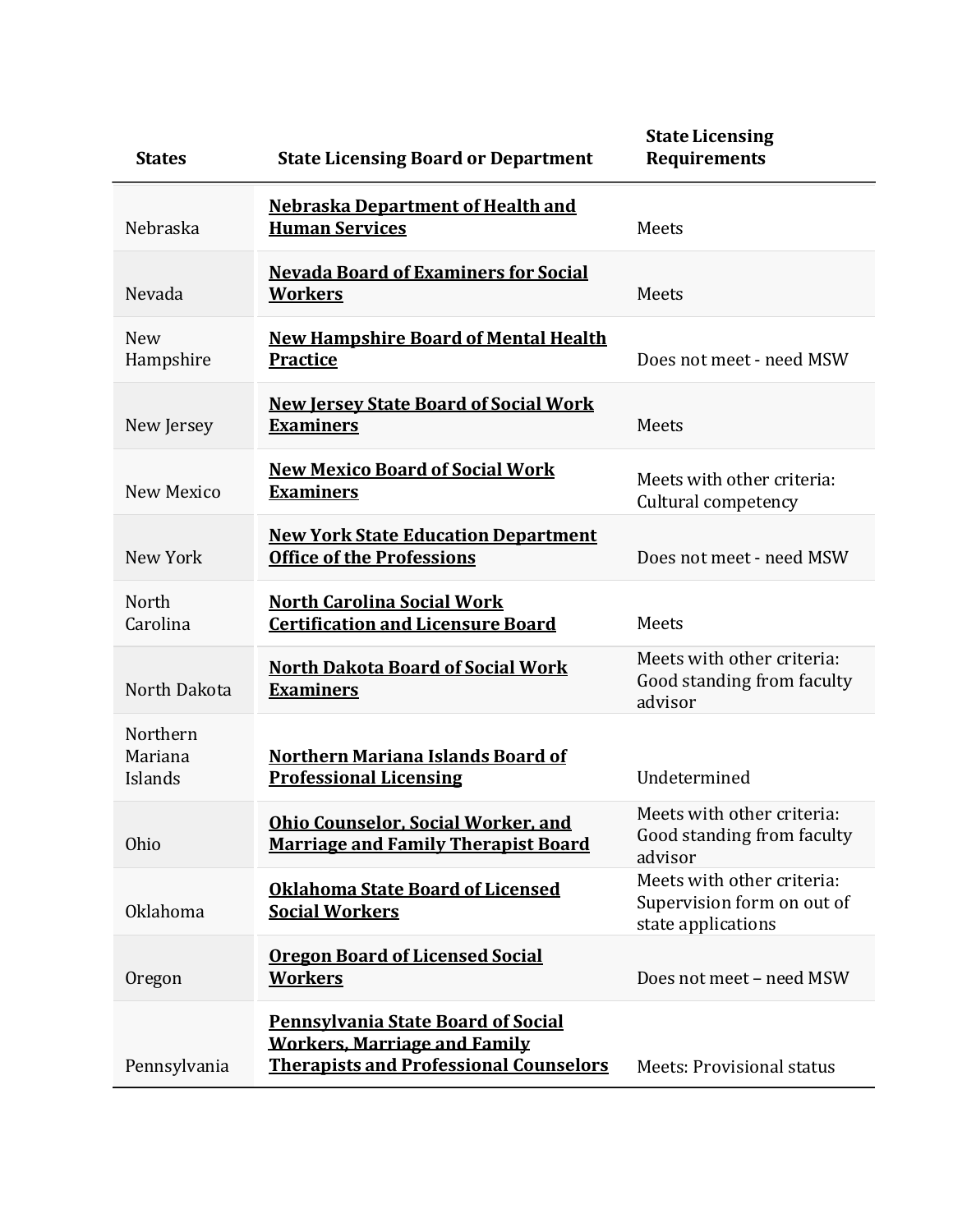| States | State Licensing Board or Department | State Licensing Requirements |
| --- | --- | --- |
| Nebraska | **Nebraska Department of Health and Human Services** | Meets |
| Nevada | **Nevada Board of Examiners for Social Workers** | Meets |
| New Hampshire | **New Hampshire Board of Mental Health Practice** | Does not meet - need MSW |
| New Jersey | **New Jersey State Board of Social Work Examiners** | Meets |
| New Mexico | **New Mexico Board of Social Work Examiners** | Meets with other criteria: Cultural competency |
| New York | **New York State Education Department Office of the Professions** | Does not meet - need MSW |
| North Carolina | **North Carolina Social Work Certification and Licensure Board** | Meets |
| North Dakota | **North Dakota Board of Social Work Examiners** | Meets with other criteria: Good standing from faculty advisor |
| Northern Mariana Islands | **Northern Mariana Islands Board of Professional Licensing** | Undetermined |
| Ohio | **Ohio Counselor, Social Worker, and Marriage and Family Therapist Board** | Meets with other criteria: Good standing from faculty advisor |
| Oklahoma | **Oklahoma State Board of Licensed Social Workers** | Meets with other criteria: Supervision form on out of state applications |
| Oregon | **Oregon Board of Licensed Social Workers** | Does not meet – need MSW |
| Pennsylvania | **Pennsylvania State Board of Social Workers, Marriage and Family Therapists and Professional Counselors** | Meets: Provisional status |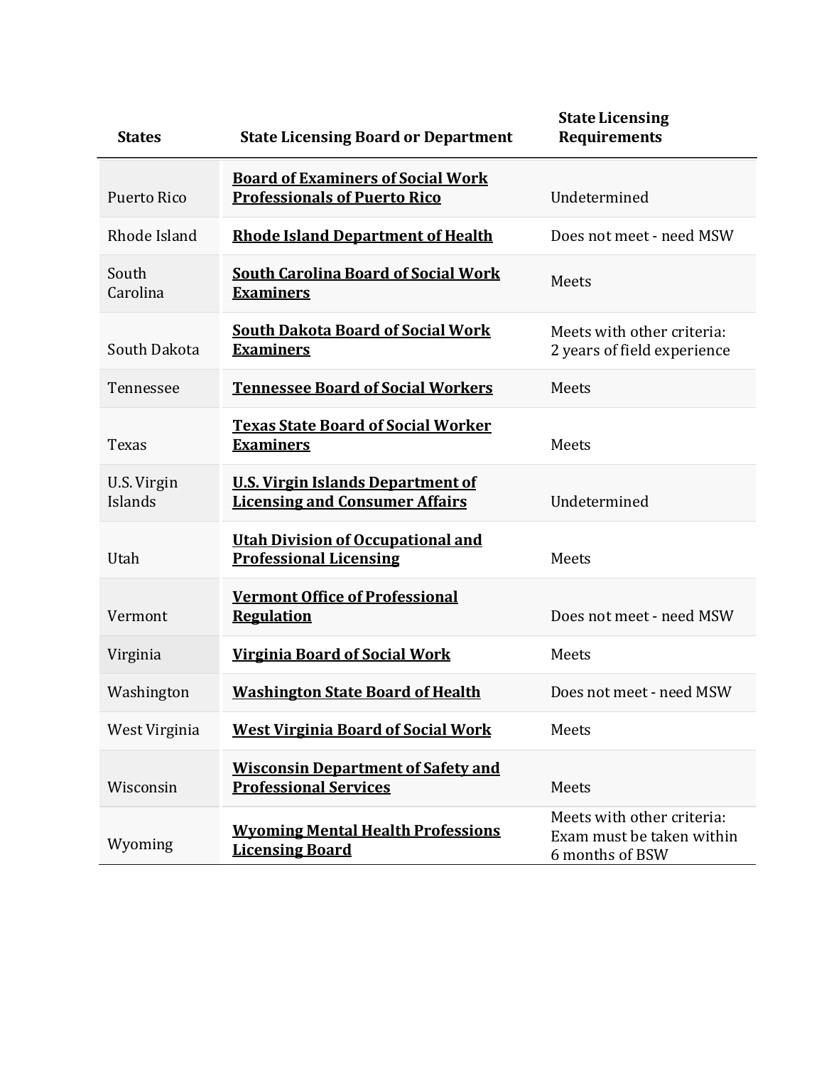| States | State Licensing Board or Department | State Licensing Requirements |
|---|---|---|
| Puerto Rico | **Board of Examiners of Social Work Professionals of Puerto Rico** | Undetermined |
| Rhode Island | **Rhode Island Department of Health** | Does not meet - need MSW |
| South Carolina | **South Carolina Board of Social Work Examiners** | Meets |
| South Dakota | **South Dakota Board of Social Work Examiners** | Meets with other criteria: 2 years of field experience |
| Tennessee | **Tennessee Board of Social Workers** | Meets |
| Texas | **Texas State Board of Social Worker Examiners** | Meets |
| U.S. Virgin Islands | **U.S. Virgin Islands Department of Licensing and Consumer Affairs** | Undetermined |
| Utah | **Utah Division of Occupational and Professional Licensing** | Meets |
| Vermont | **Vermont Office of Professional Regulation** | Does not meet - need MSW |
| Virginia | **Virginia Board of Social Work** | Meets |
| Washington | **Washington State Board of Health** | Does not meet - need MSW |
| West Virginia | **West Virginia Board of Social Work** | Meets |
| Wisconsin | **Wisconsin Department of Safety and Professional Services** | Meets |
| Wyoming | **Wyoming Mental Health Professions Licensing Board** | Meets with other criteria: Exam must be taken within 6 months of BSW |